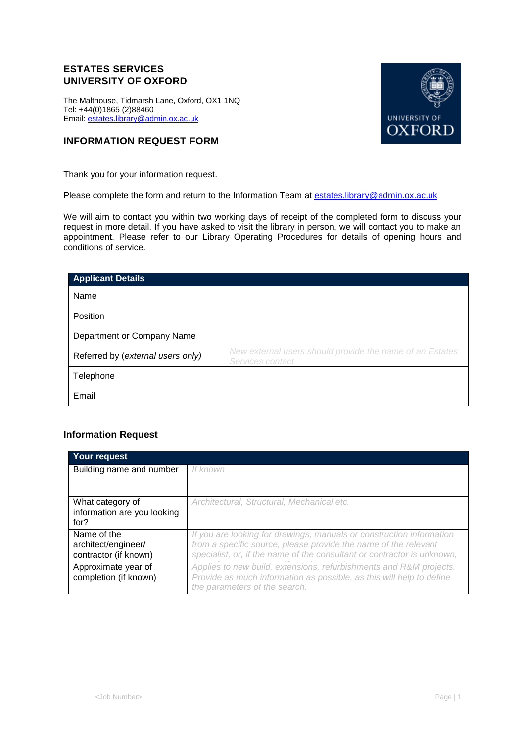## ESTATES SERVICES
## UNIVERSITY OF OXFORD

The Malthouse, Tidmarsh Lane, Oxford, OX1 1NQ
Tel: +44(0)1865 (2)88460
Email: estates.library@admin.ox.ac.uk

## INFORMATION REQUEST FORM

Thank you for your information request.

Please complete the form and return to the Information Team at estates.library@admin.ox.ac.uk

We will aim to contact you within two working days of receipt of the completed form to discuss your request in more detail. If you have asked to visit the library in person, we will contact you to make an appointment. Please refer to our Library Operating Procedures for details of opening hours and conditions of service.

| **Applicant Details** | |
|---|---|
| Name | |
| Position | |
| Department or Company Name | |
| Referred by (*external users only*) | *New external users should provide the name of an Estates Services contact* |
| Telephone | |
| Email | |

### Information Request

| **Your request** | |
|---|---|
| Building name and number | *If known* |
| What category of information are you looking for? | *Architectural, Structural, Mechanical etc.* |
| Name of the architect/engineer/ contractor (if known) | *If you are looking for drawings, manuals or construction information from a specific source, please provide the name of the relevant specialist, or, if the name of the consultant or contractor is unknown,* |
| Approximate year of completion (if known) | *Applies to new build, extensions, refurbishments and R&M projects. Provide as much information as possible, as this will help to define the parameters of the search.* |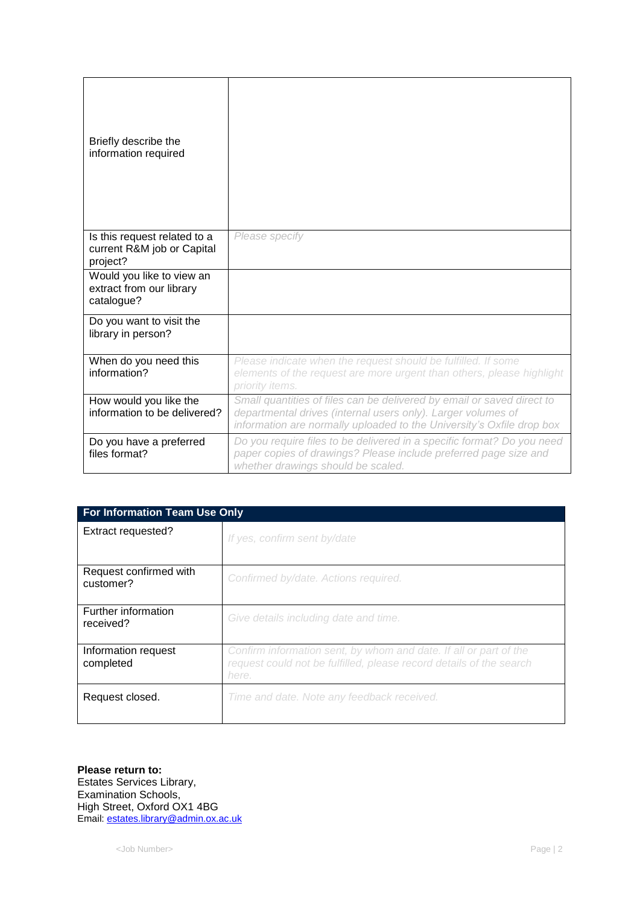| | |
|---|---|
| Briefly describe the information required | |
| Is this request related to a current R&M job or Capital project? | *Please specify* |
| Would you like to view an extract from our library catalogue? | |
| Do you want to visit the library in person? | |
| When do you need this information? | *Please indicate when the request should be fulfilled. If some elements of the request are more urgent than others, please highlight priority items.* |
| How would you like the information to be delivered? | *Small quantities of files can be delivered by email or saved direct to departmental drives (internal users only). Larger volumes of information are normally uploaded to the University's Oxfile drop box* |
| Do you have a preferred files format? | *Do you require files to be delivered in a specific format? Do you need paper copies of drawings? Please include preferred page size and whether drawings should be scaled.* |

| For Information Team Use Only | |
|---|---|
| Extract requested? | *If yes, confirm sent by/date* |
| Request confirmed with customer? | *Confirmed by/date. Actions required.* |
| Further information received? | *Give details including date and time.* |
| Information request completed | *Confirm information sent, by whom and date. If all or part of the request could not be fulfilled, please record details of the search here.* |
| Request closed. | *Time and date. Note any feedback received.* |

**Please return to:**
Estates Services Library,
Examination Schools,
High Street, Oxford OX1 4BG
Email: estates.library@admin.ox.ac.uk

<Job Number>